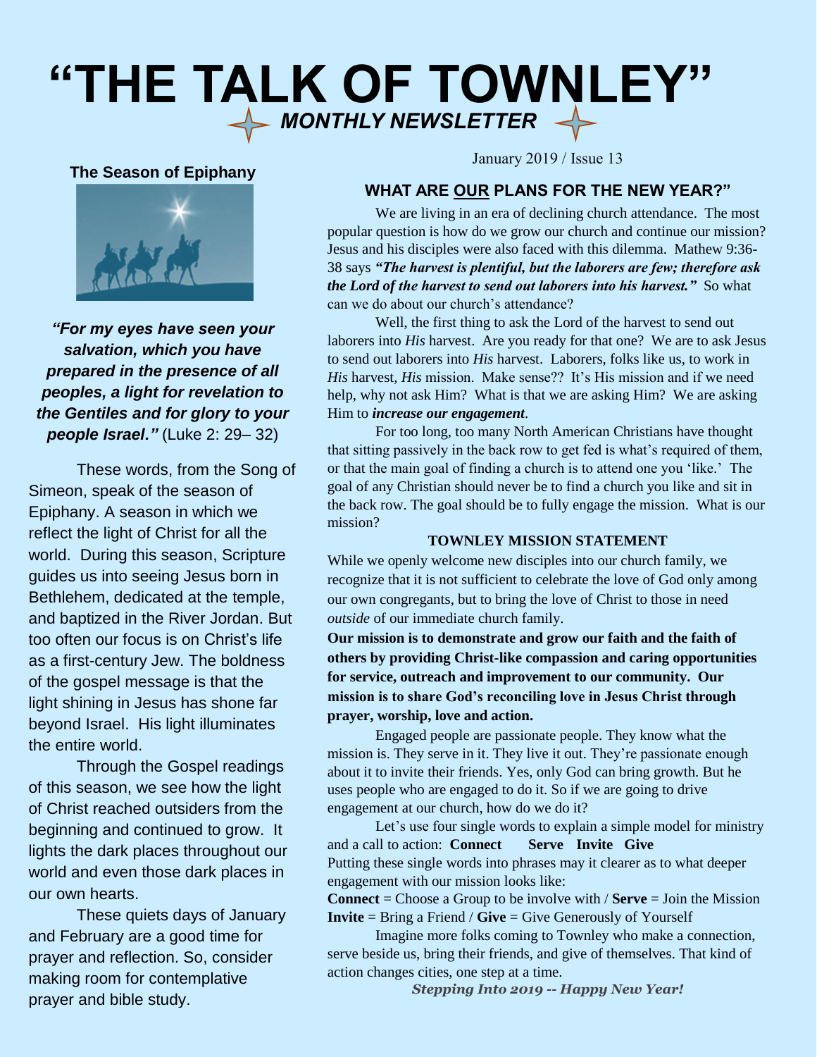# "THE TALK OF TOWNLEY"

***MONTHLY NEWSLETTER***

January 2019 / Issue 13

### The Season of Epiphany

***"For my eyes have seen your salvation, which you have prepared in the presence of all peoples, a light for revelation to the Gentiles and for glory to your people Israel."*** (Luke 2: 29– 32)

These words, from the Song of Simeon, speak of the season of Epiphany. A season in which we reflect the light of Christ for all the world. During this season, Scripture guides us into seeing Jesus born in Bethlehem, dedicated at the temple, and baptized in the River Jordan. But too often our focus is on Christ's life as a first-century Jew. The boldness of the gospel message is that the light shining in Jesus has shone far beyond Israel. His light illuminates the entire world.

Through the Gospel readings of this season, we see how the light of Christ reached outsiders from the beginning and continued to grow. It lights the dark places throughout our world and even those dark places in our own hearts.

These quiets days of January and February are a good time for prayer and reflection. So, consider making room for contemplative prayer and bible study.

### WHAT ARE OUR PLANS FOR THE NEW YEAR?"

We are living in an era of declining church attendance. The most popular question is how do we grow our church and continue our mission? Jesus and his disciples were also faced with this dilemma. Mathew 9:36-38 says ***"The harvest is plentiful, but the laborers are few; therefore ask the Lord of the harvest to send out laborers into his harvest."*** So what can we do about our church's attendance?

Well, the first thing to ask the Lord of the harvest to send out laborers into *His* harvest. Are you ready for that one? We are to ask Jesus to send out laborers into *His* harvest. Laborers, folks like us, to work in *His* harvest, *His* mission. Make sense?? It's His mission and if we need help, why not ask Him? What is that we are asking Him? We are asking Him to ***increase our engagement***.

For too long, too many North American Christians have thought that sitting passively in the back row to get fed is what's required of them, or that the main goal of finding a church is to attend one you 'like.' The goal of any Christian should never be to find a church you like and sit in the back row. The goal should be to fully engage the mission. What is our mission?

**TOWNLEY MISSION STATEMENT**

While we openly welcome new disciples into our church family, we recognize that it is not sufficient to celebrate the love of God only among our own congregants, but to bring the love of Christ to those in need *outside* of our immediate church family.

**Our mission is to demonstrate and grow our faith and the faith of others by providing Christ-like compassion and caring opportunities for service, outreach and improvement to our community. Our mission is to share God's reconciling love in Jesus Christ through prayer, worship, love and action.**

Engaged people are passionate people. They know what the mission is. They serve in it. They live it out. They're passionate enough about it to invite their friends. Yes, only God can bring growth. But he uses people who are engaged to do it. So if we are going to drive engagement at our church, how do we do it?

Let's use four single words to explain a simple model for ministry and a call to action: **Connect Serve Invite Give**

Putting these single words into phrases may it clearer as to what deeper engagement with our mission looks like:

**Connect** = Choose a Group to be involve with / **Serve** = Join the Mission
**Invite** = Bring a Friend / **Give** = Give Generously of Yourself

Imagine more folks coming to Townley who make a connection, serve beside us, bring their friends, and give of themselves. That kind of action changes cities, one step at a time.

***Stepping Into 2019 -- Happy New Year!***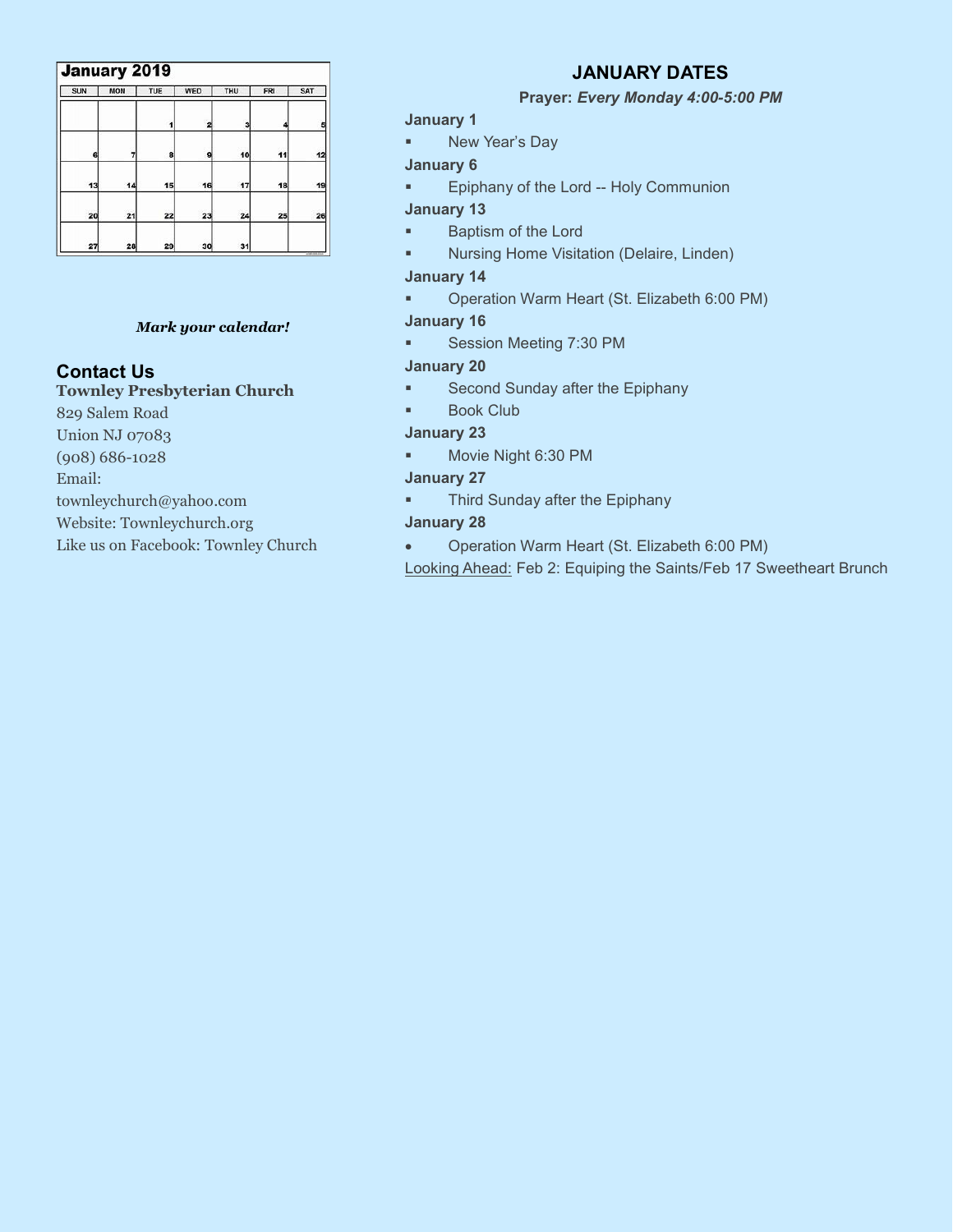## January 2019

| SUN | MON | TUE | WED | THU | FRI | SAT |
|---|---|---|---|---|---|---|
| | | 1 | 2 | 3 | 4 | 5 |
| 6 | 7 | 8 | 9 | 10 | 11 | 12 |
| 13 | 14 | 15 | 16 | 17 | 18 | 19 |
| 20 | 21 | 22 | 23 | 24 | 25 | 26 |
| 27 | 28 | 29 | 30 | 31 | | |

***Mark your calendar!***

## Contact Us

**Townley Presbyterian Church**
829 Salem Road
Union NJ 07083
(908) 686-1028
Email:
townleychurch@yahoo.com
Website: Townleychurch.org
Like us on Facebook: Townley Church

## JANUARY DATES

**Prayer: *Every Monday 4:00-5:00 PM***

**January 1**

- New Year's Day

**January 6**

- Epiphany of the Lord -- Holy Communion

**January 13**

- Baptism of the Lord
- Nursing Home Visitation (Delaire, Linden)

**January 14**

- Operation Warm Heart (St. Elizabeth 6:00 PM)

**January 16**

- Session Meeting 7:30 PM

**January 20**

- Second Sunday after the Epiphany
- Book Club

**January 23**

- Movie Night 6:30 PM

**January 27**

- Third Sunday after the Epiphany

**January 28**

- Operation Warm Heart (St. Elizabeth 6:00 PM)

Looking Ahead: Feb 2: Equiping the Saints/Feb 17 Sweetheart Brunch